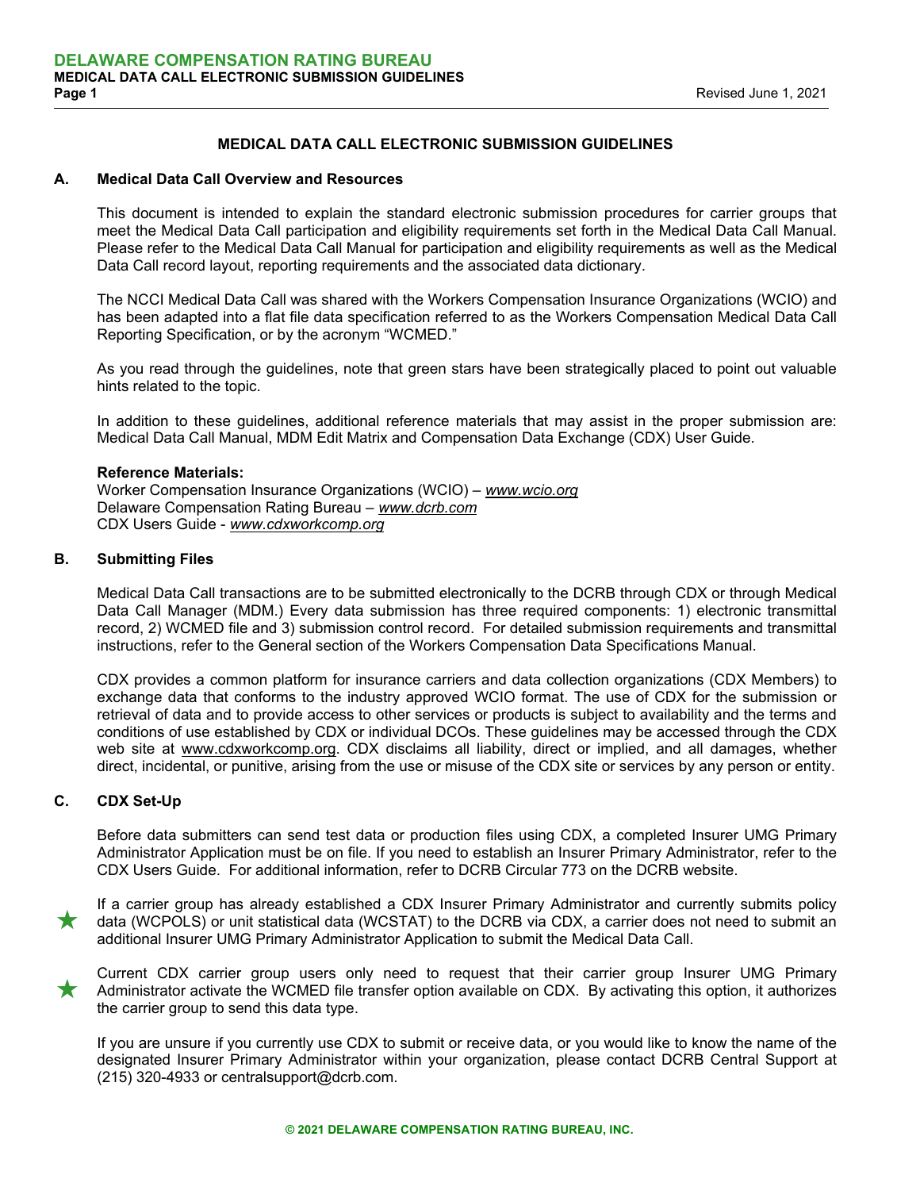# MEDICAL DATA CALL ELECTRONIC SUBMISSION GUIDELINES

## A. Medical Data Call Overview and Resources

This document is intended to explain the standard electronic submission procedures for carrier groups that meet the Medical Data Call participation and eligibility requirements set forth in the Medical Data Call Manual. Please refer to the Medical Data Call Manual for participation and eligibility requirements as well as the Medical Data Call record layout, reporting requirements and the associated data dictionary.

The NCCI Medical Data Call was shared with the Workers Compensation Insurance Organizations (WCIO) and has been adapted into a flat file data specification referred to as the Workers Compensation Medical Data Call Reporting Specification, or by the acronym "WCMED."

As you read through the guidelines, note that green stars have been strategically placed to point out valuable hints related to the topic.

In addition to these guidelines, additional reference materials that may assist in the proper submission are: Medical Data Call Manual, MDM Edit Matrix and Compensation Data Exchange (CDX) User Guide.

**Reference Materials:**
Worker Compensation Insurance Organizations (WCIO) – *www.wcio.org*
Delaware Compensation Rating Bureau – *www.dcrb.com*
CDX Users Guide - *www.cdxworkcomp.org*

## B. Submitting Files

Medical Data Call transactions are to be submitted electronically to the DCRB through CDX or through Medical Data Call Manager (MDM.) Every data submission has three required components: 1) electronic transmittal record, 2) WCMED file and 3) submission control record. For detailed submission requirements and transmittal instructions, refer to the General section of the Workers Compensation Data Specifications Manual.

CDX provides a common platform for insurance carriers and data collection organizations (CDX Members) to exchange data that conforms to the industry approved WCIO format. The use of CDX for the submission or retrieval of data and to provide access to other services or products is subject to availability and the terms and conditions of use established by CDX or individual DCOs. These guidelines may be accessed through the CDX web site at www.cdxworkcomp.org. CDX disclaims all liability, direct or implied, and all damages, whether direct, incidental, or punitive, arising from the use or misuse of the CDX site or services by any person or entity.

## C. CDX Set-Up

Before data submitters can send test data or production files using CDX, a completed Insurer UMG Primary Administrator Application must be on file. If you need to establish an Insurer Primary Administrator, refer to the CDX Users Guide. For additional information, refer to DCRB Circular 773 on the DCRB website.

★ If a carrier group has already established a CDX Insurer Primary Administrator and currently submits policy data (WCPOLS) or unit statistical data (WCSTAT) to the DCRB via CDX, a carrier does not need to submit an additional Insurer UMG Primary Administrator Application to submit the Medical Data Call.

★ Current CDX carrier group users only need to request that their carrier group Insurer UMG Primary Administrator activate the WCMED file transfer option available on CDX. By activating this option, it authorizes the carrier group to send this data type.

If you are unsure if you currently use CDX to submit or receive data, or you would like to know the name of the designated Insurer Primary Administrator within your organization, please contact DCRB Central Support at (215) 320-4933 or centralsupport@dcrb.com.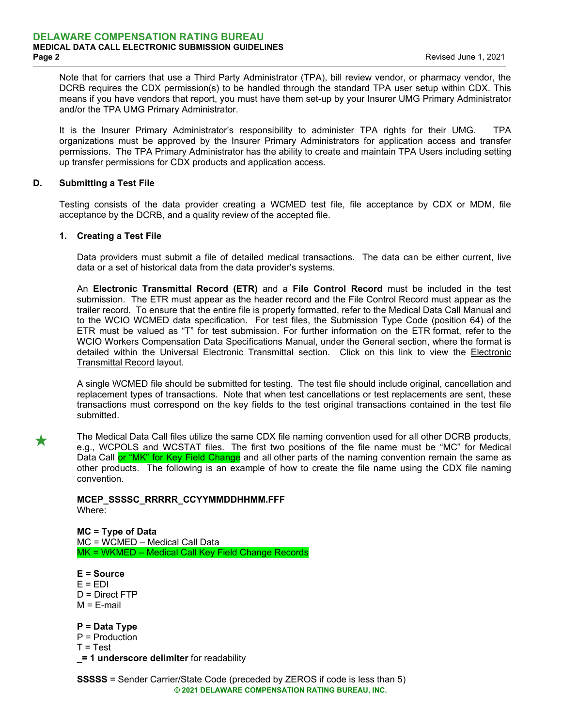Note that for carriers that use a Third Party Administrator (TPA), bill review vendor, or pharmacy vendor, the DCRB requires the CDX permission(s) to be handled through the standard TPA user setup within CDX. This means if you have vendors that report, you must have them set-up by your Insurer UMG Primary Administrator and/or the TPA UMG Primary Administrator.

It is the Insurer Primary Administrator's responsibility to administer TPA rights for their UMG. TPA organizations must be approved by the Insurer Primary Administrators for application access and transfer permissions. The TPA Primary Administrator has the ability to create and maintain TPA Users including setting up transfer permissions for CDX products and application access.

## D. Submitting a Test File

Testing consists of the data provider creating a WCMED test file, file acceptance by CDX or MDM, file acceptance by the DCRB, and a quality review of the accepted file.

### 1. Creating a Test File

Data providers must submit a file of detailed medical transactions. The data can be either current, live data or a set of historical data from the data provider's systems.

An **Electronic Transmittal Record (ETR)** and a **File Control Record** must be included in the test submission. The ETR must appear as the header record and the File Control Record must appear as the trailer record. To ensure that the entire file is properly formatted, refer to the Medical Data Call Manual and to the WCIO WCMED data specification. For test files, the Submission Type Code (position 64) of the ETR must be valued as "T" for test submission. For further information on the ETR format, refer to the WCIO Workers Compensation Data Specifications Manual, under the General section, where the format is detailed within the Universal Electronic Transmittal section. Click on this link to view the Electronic Transmittal Record layout.

A single WCMED file should be submitted for testing. The test file should include original, cancellation and replacement types of transactions. Note that when test cancellations or test replacements are sent, these transactions must correspond on the key fields to the test original transactions contained in the test file submitted.

★ The Medical Data Call files utilize the same CDX file naming convention used for all other DCRB products, e.g., WCPOLS and WCSTAT files. The first two positions of the file name must be "MC" for Medical Data Call or "MK" for Key Field Change and all other parts of the naming convention remain the same as other products. The following is an example of how to create the file name using the CDX file naming convention.

**MCEP_SSSSC_RRRRR_CCYYMMDDHHMM.FFF**
Where:

**MC = Type of Data**
MC = WCMED – Medical Call Data
MK = WKMED – Medical Call Key Field Change Records

**E = Source**
E = EDI
D = Direct FTP
M = E-mail

**P = Data Type**
P = Production
T = Test
**_= 1 underscore delimiter** for readability

**SSSSS** = Sender Carrier/State Code (preceded by ZEROS if code is less than 5)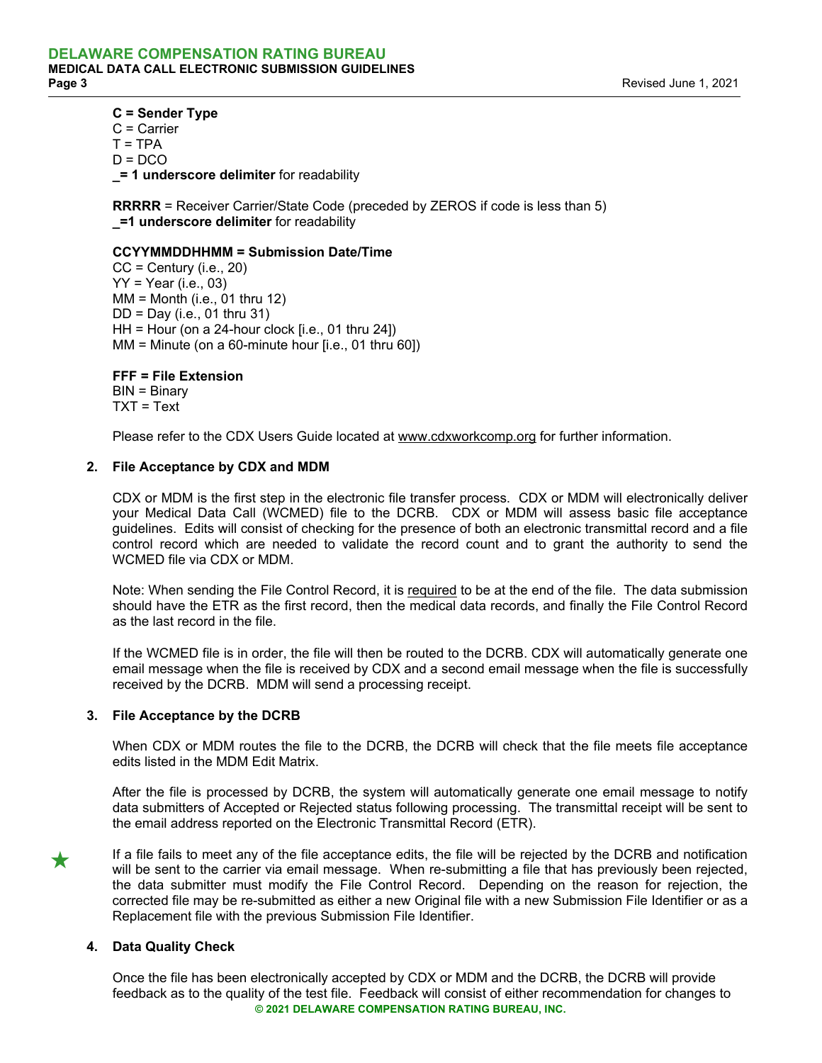**C = Sender Type**
C = Carrier
T = TPA
D = DCO
**_= 1 underscore delimiter** for readability

**RRRRR** = Receiver Carrier/State Code (preceded by ZEROS if code is less than 5)
**_=1 underscore delimiter** for readability

**CCYYMMDDHHMM = Submission Date/Time**
CC = Century (i.e., 20)
YY = Year (i.e., 03)
MM = Month (i.e., 01 thru 12)
DD = Day (i.e., 01 thru 31)
HH = Hour (on a 24-hour clock [i.e., 01 thru 24])
MM = Minute (on a 60-minute hour [i.e., 01 thru 60])

**FFF = File Extension**
BIN = Binary
TXT = Text

Please refer to the CDX Users Guide located at www.cdxworkcomp.org for further information.

**2. File Acceptance by CDX and MDM**

CDX or MDM is the first step in the electronic file transfer process. CDX or MDM will electronically deliver your Medical Data Call (WCMED) file to the DCRB. CDX or MDM will assess basic file acceptance guidelines. Edits will consist of checking for the presence of both an electronic transmittal record and a file control record which are needed to validate the record count and to grant the authority to send the WCMED file via CDX or MDM.

Note: When sending the File Control Record, it is required to be at the end of the file. The data submission should have the ETR as the first record, then the medical data records, and finally the File Control Record as the last record in the file.

If the WCMED file is in order, the file will then be routed to the DCRB. CDX will automatically generate one email message when the file is received by CDX and a second email message when the file is successfully received by the DCRB. MDM will send a processing receipt.

**3. File Acceptance by the DCRB**

When CDX or MDM routes the file to the DCRB, the DCRB will check that the file meets file acceptance edits listed in the MDM Edit Matrix.

After the file is processed by DCRB, the system will automatically generate one email message to notify data submitters of Accepted or Rejected status following processing. The transmittal receipt will be sent to the email address reported on the Electronic Transmittal Record (ETR).

★ If a file fails to meet any of the file acceptance edits, the file will be rejected by the DCRB and notification will be sent to the carrier via email message. When re-submitting a file that has previously been rejected, the data submitter must modify the File Control Record. Depending on the reason for rejection, the corrected file may be re-submitted as either a new Original file with a new Submission File Identifier or as a Replacement file with the previous Submission File Identifier.

**4. Data Quality Check**

Once the file has been electronically accepted by CDX or MDM and the DCRB, the DCRB will provide feedback as to the quality of the test file. Feedback will consist of either recommendation for changes to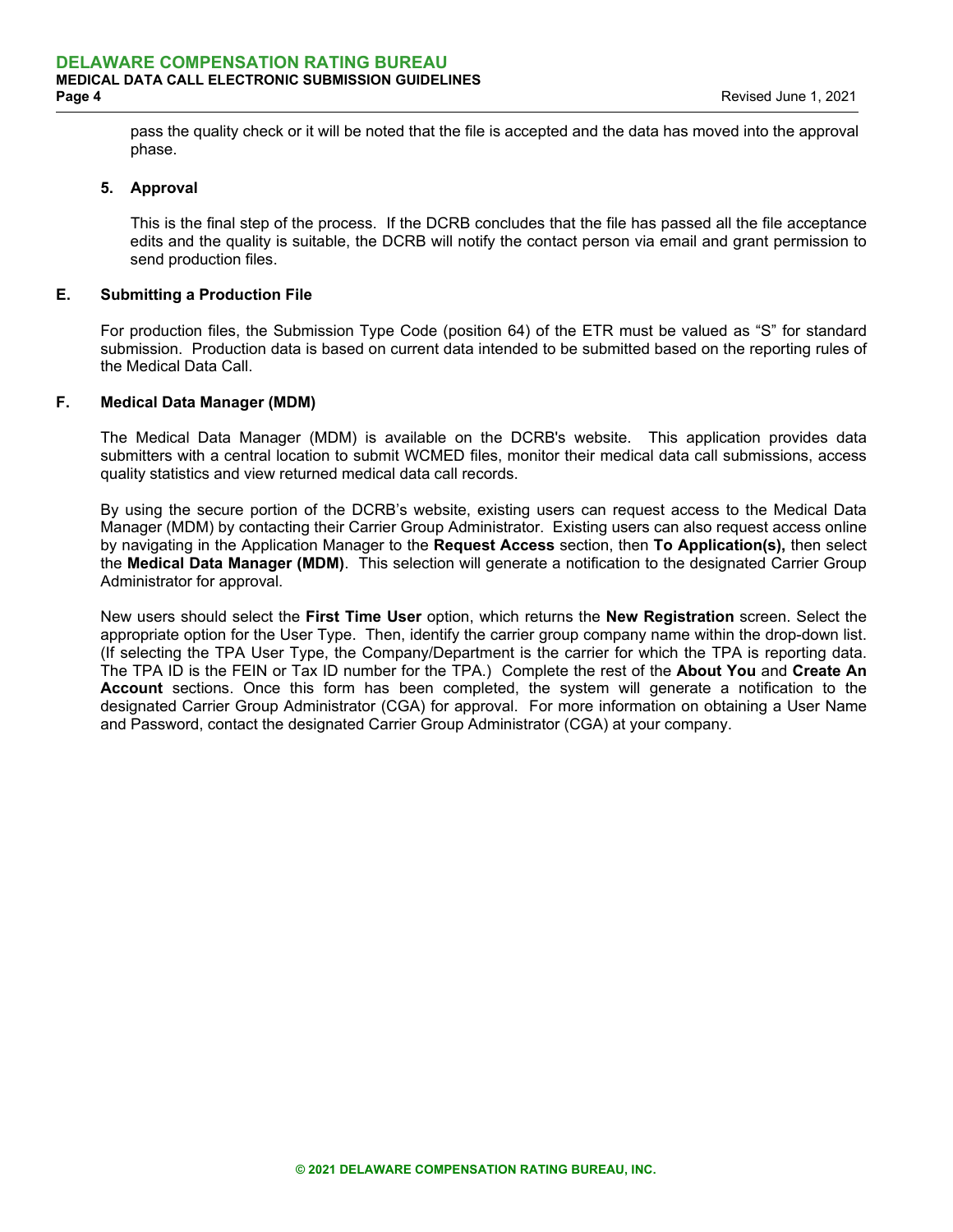pass the quality check or it will be noted that the file is accepted and the data has moved into the approval phase.

**5. Approval**

This is the final step of the process. If the DCRB concludes that the file has passed all the file acceptance edits and the quality is suitable, the DCRB will notify the contact person via email and grant permission to send production files.

## E. Submitting a Production File

For production files, the Submission Type Code (position 64) of the ETR must be valued as “S” for standard submission. Production data is based on current data intended to be submitted based on the reporting rules of the Medical Data Call.

## F. Medical Data Manager (MDM)

The Medical Data Manager (MDM) is available on the DCRB's website. This application provides data submitters with a central location to submit WCMED files, monitor their medical data call submissions, access quality statistics and view returned medical data call records.

By using the secure portion of the DCRB’s website, existing users can request access to the Medical Data Manager (MDM) by contacting their Carrier Group Administrator. Existing users can also request access online by navigating in the Application Manager to the **Request Access** section, then **To Application(s),** then select the **Medical Data Manager (MDM)**. This selection will generate a notification to the designated Carrier Group Administrator for approval.

New users should select the **First Time User** option, which returns the **New Registration** screen. Select the appropriate option for the User Type. Then, identify the carrier group company name within the drop-down list. (If selecting the TPA User Type, the Company/Department is the carrier for which the TPA is reporting data. The TPA ID is the FEIN or Tax ID number for the TPA.) Complete the rest of the **About You** and **Create An Account** sections. Once this form has been completed, the system will generate a notification to the designated Carrier Group Administrator (CGA) for approval. For more information on obtaining a User Name and Password, contact the designated Carrier Group Administrator (CGA) at your company.